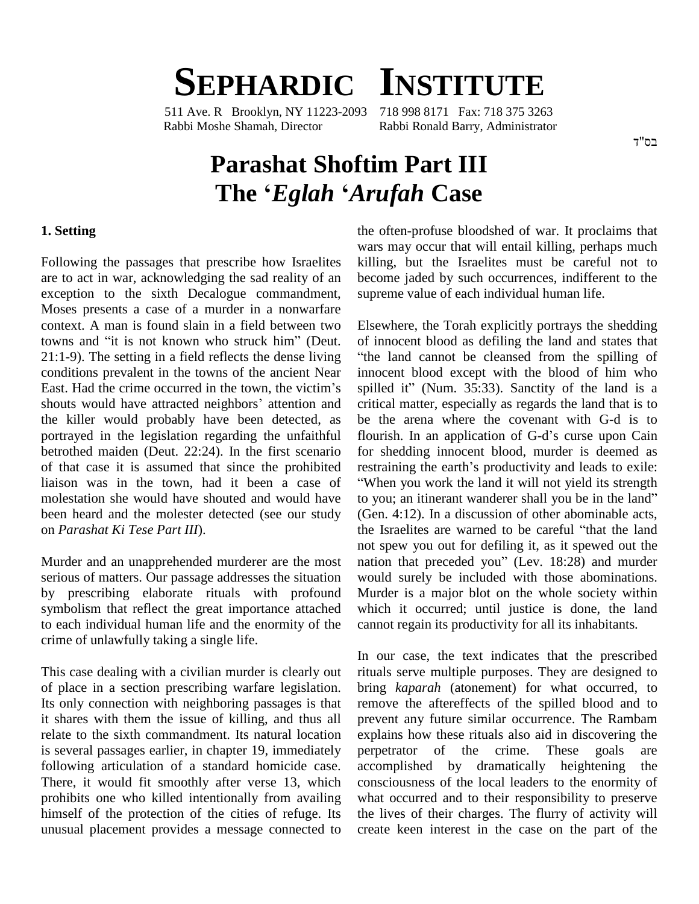# SEPHARDIC INSTITUTE

511 Ave. R Brooklyn, NY 11223-2093 718 998 8171 Fax: 718 375 3263
Rabbi Moshe Shamah, Director Rabbi Ronald Barry, Administrator

בס"ד

# Parashat Shoftim Part III
# The '*Eglah* '*Arufah* Case

### 1. Setting

Following the passages that prescribe how Israelites are to act in war, acknowledging the sad reality of an exception to the sixth Decalogue commandment, Moses presents a case of a murder in a nonwarfare context. A man is found slain in a field between two towns and "it is not known who struck him" (Deut. 21:1-9). The setting in a field reflects the dense living conditions prevalent in the towns of the ancient Near East. Had the crime occurred in the town, the victim's shouts would have attracted neighbors' attention and the killer would probably have been detected, as portrayed in the legislation regarding the unfaithful betrothed maiden (Deut. 22:24). In the first scenario of that case it is assumed that since the prohibited liaison was in the town, had it been a case of molestation she would have shouted and would have been heard and the molester detected (see our study on *Parashat Ki Tese Part III*).

Murder and an unapprehended murderer are the most serious of matters. Our passage addresses the situation by prescribing elaborate rituals with profound symbolism that reflect the great importance attached to each individual human life and the enormity of the crime of unlawfully taking a single life.

This case dealing with a civilian murder is clearly out of place in a section prescribing warfare legislation. Its only connection with neighboring passages is that it shares with them the issue of killing, and thus all relate to the sixth commandment. Its natural location is several passages earlier, in chapter 19, immediately following articulation of a standard homicide case. There, it would fit smoothly after verse 13, which prohibits one who killed intentionally from availing himself of the protection of the cities of refuge. Its unusual placement provides a message connected to the often-profuse bloodshed of war. It proclaims that wars may occur that will entail killing, perhaps much killing, but the Israelites must be careful not to become jaded by such occurrences, indifferent to the supreme value of each individual human life.

Elsewhere, the Torah explicitly portrays the shedding of innocent blood as defiling the land and states that "the land cannot be cleansed from the spilling of innocent blood except with the blood of him who spilled it" (Num. 35:33). Sanctity of the land is a critical matter, especially as regards the land that is to be the arena where the covenant with G-d is to flourish. In an application of G-d's curse upon Cain for shedding innocent blood, murder is deemed as restraining the earth's productivity and leads to exile: "When you work the land it will not yield its strength to you; an itinerant wanderer shall you be in the land" (Gen. 4:12). In a discussion of other abominable acts, the Israelites are warned to be careful "that the land not spew you out for defiling it, as it spewed out the nation that preceded you" (Lev. 18:28) and murder would surely be included with those abominations. Murder is a major blot on the whole society within which it occurred; until justice is done, the land cannot regain its productivity for all its inhabitants.

In our case, the text indicates that the prescribed rituals serve multiple purposes. They are designed to bring *kaparah* (atonement) for what occurred, to remove the aftereffects of the spilled blood and to prevent any future similar occurrence. The Rambam explains how these rituals also aid in discovering the perpetrator of the crime. These goals are accomplished by dramatically heightening the consciousness of the local leaders to the enormity of what occurred and to their responsibility to preserve the lives of their charges. The flurry of activity will create keen interest in the case on the part of the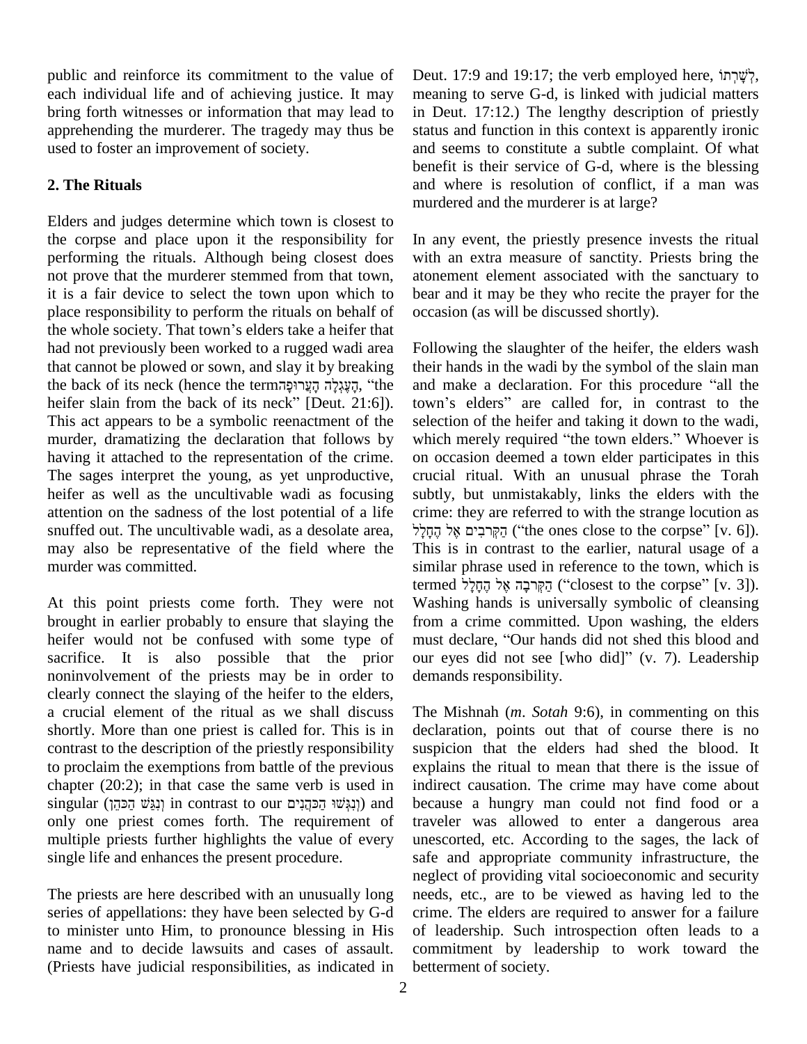public and reinforce its commitment to the value of each individual life and of achieving justice. It may bring forth witnesses or information that may lead to apprehending the murderer. The tragedy may thus be used to foster an improvement of society.

## 2. The Rituals

Elders and judges determine which town is closest to the corpse and place upon it the responsibility for performing the rituals. Although being closest does not prove that the murderer stemmed from that town, it is a fair device to select the town upon which to place responsibility to perform the rituals on behalf of the whole society. That town's elders take a heifer that had not previously been worked to a rugged wadi area that cannot be plowed or sown, and slay it by breaking the back of its neck (hence the term הָעֶגְלָה הָעֲרוּפָה, "the heifer slain from the back of its neck" [Deut. 21:6]). This act appears to be a symbolic reenactment of the murder, dramatizing the declaration that follows by having it attached to the representation of the crime. The sages interpret the young, as yet unproductive, heifer as well as the uncultivable wadi as focusing attention on the sadness of the lost potential of a life snuffed out. The uncultivable wadi, as a desolate area, may also be representative of the field where the murder was committed.

At this point priests come forth. They were not brought in earlier probably to ensure that slaying the heifer would not be confused with some type of sacrifice. It is also possible that the prior noninvolvement of the priests may be in order to clearly connect the slaying of the heifer to the elders, a crucial element of the ritual as we shall discuss shortly. More than one priest is called for. This is in contrast to the description of the priestly responsibility to proclaim the exemptions from battle of the previous chapter (20:2); in that case the same verb is used in singular (וְנִגַּשׁ הַכֹּהֵן) in contrast to our וְנִגְּשׁוּ הַכֹּהֲנִים) and only one priest comes forth. The requirement of multiple priests further highlights the value of every single life and enhances the present procedure.

The priests are here described with an unusually long series of appellations: they have been selected by G-d to minister unto Him, to pronounce blessing in His name and to decide lawsuits and cases of assault. (Priests have judicial responsibilities, as indicated in Deut. 17:9 and 19:17; the verb employed here, לְשָׁרְתוֹ, meaning to serve G-d, is linked with judicial matters in Deut. 17:12.) The lengthy description of priestly status and function in this context is apparently ironic and seems to constitute a subtle complaint. Of what benefit is their service of G-d, where is the blessing and where is resolution of conflict, if a man was murdered and the murderer is at large?

In any event, the priestly presence invests the ritual with an extra measure of sanctity. Priests bring the atonement element associated with the sanctuary to bear and it may be they who recite the prayer for the occasion (as will be discussed shortly).

Following the slaughter of the heifer, the elders wash their hands in the wadi by the symbol of the slain man and make a declaration. For this procedure "all the town's elders" are called for, in contrast to the selection of the heifer and taking it down to the wadi, which merely required "the town elders." Whoever is on occasion deemed a town elder participates in this crucial ritual. With an unusual phrase the Torah subtly, but unmistakably, links the elders with the crime: they are referred to with the strange locution as הַקְּרֹבִים אֶל הֶחָלָל ("the ones close to the corpse" [v. 6]). This is in contrast to the earlier, natural usage of a similar phrase used in reference to the town, which is termed הַקְּרֹבָה אֶל הֶחָלָל ("closest to the corpse" [v. 3]). Washing hands is universally symbolic of cleansing from a crime committed. Upon washing, the elders must declare, "Our hands did not shed this blood and our eyes did not see [who did]" (v. 7). Leadership demands responsibility.

The Mishnah (*m*. *Sotah* 9:6), in commenting on this declaration, points out that of course there is no suspicion that the elders had shed the blood. It explains the ritual to mean that there is the issue of indirect causation. The crime may have come about because a hungry man could not find food or a traveler was allowed to enter a dangerous area unescorted, etc. According to the sages, the lack of safe and appropriate community infrastructure, the neglect of providing vital socioeconomic and security needs, etc., are to be viewed as having led to the crime. The elders are required to answer for a failure of leadership. Such introspection often leads to a commitment by leadership to work toward the betterment of society.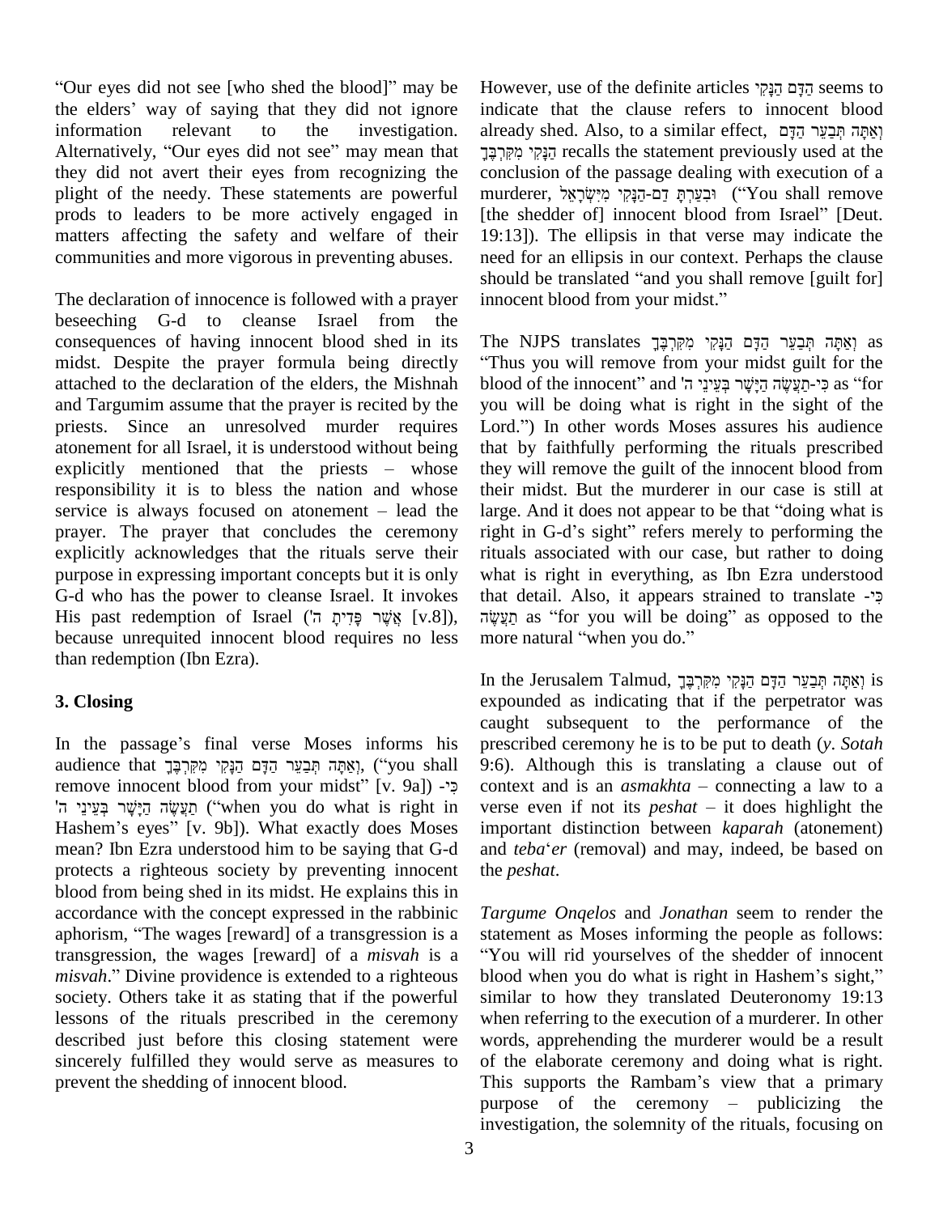"Our eyes did not see [who shed the blood]" may be the elders' way of saying that they did not ignore information relevant to the investigation. Alternatively, "Our eyes did not see" may mean that they did not avert their eyes from recognizing the plight of the needy. These statements are powerful prods to leaders to be more actively engaged in matters affecting the safety and welfare of their communities and more vigorous in preventing abuses.

The declaration of innocence is followed with a prayer beseeching G-d to cleanse Israel from the consequences of having innocent blood shed in its midst. Despite the prayer formula being directly attached to the declaration of the elders, the Mishnah and Targumim assume that the prayer is recited by the priests. Since an unresolved murder requires atonement for all Israel, it is understood without being explicitly mentioned that the priests – whose responsibility it is to bless the nation and whose service is always focused on atonement – lead the prayer. The prayer that concludes the ceremony explicitly acknowledges that the rituals serve their purpose in expressing important concepts but it is only G-d who has the power to cleanse Israel. It invokes His past redemption of Israel (אֲשֶׁר פָּדִיתָ ה' [v.8]), because unrequited innocent blood requires no less than redemption (Ibn Ezra).

## 3. Closing

In the passage's final verse Moses informs his audience that וְאַתָּה תְּבַעֵר הַדָּם הַנָּקִי מִקִּרְבֶּךָ, ("you shall remove innocent blood from your midst" [v. 9a]) -כִּי תַעֲשֶׂה הַיָּשָׁר בְּעֵינֵי ה' ("when you do what is right in Hashem's eyes" [v. 9b]). What exactly does Moses mean? Ibn Ezra understood him to be saying that G-d protects a righteous society by preventing innocent blood from being shed in its midst. He explains this in accordance with the concept expressed in the rabbinic aphorism, "The wages [reward] of a transgression is a transgression, the wages [reward] of a *misvah* is a *misvah*." Divine providence is extended to a righteous society. Others take it as stating that if the powerful lessons of the rituals prescribed in the ceremony described just before this closing statement were sincerely fulfilled they would serve as measures to prevent the shedding of innocent blood.

However, use of the definite articles הַדָּם הַנָּקִי seems to indicate that the clause refers to innocent blood already shed. Also, to a similar effect, וְאַתָּה תְּבַעֵר הַדָּם הַנָּקִי מִקִּרְבֶּךָ recalls the statement previously used at the conclusion of the passage dealing with execution of a murderer, וּבִעַרְתָּ דַם-הַנָּקִי מִיִּשְׂרָאֵל ("You shall remove [the shedder of] innocent blood from Israel" [Deut. 19:13]). The ellipsis in that verse may indicate the need for an ellipsis in our context. Perhaps the clause should be translated "and you shall remove [guilt for] innocent blood from your midst."

The NJPS translates וְאַתָּה תְּבַעֵר הַדָּם הַנָּקִי מִקִּרְבֶּךָ as "Thus you will remove from your midst guilt for the blood of the innocent" and כִּי-תַעֲשֶׂה הַיָּשָׁר בְּעֵינֵי ה' as "for you will be doing what is right in the sight of the Lord.") In other words Moses assures his audience that by faithfully performing the rituals prescribed they will remove the guilt of the innocent blood from their midst. But the murderer in our case is still at large. And it does not appear to be that "doing what is right in G-d's sight" refers merely to performing the rituals associated with our case, but rather to doing what is right in everything, as Ibn Ezra understood that detail. Also, it appears strained to translate -כִּי תַעֲשֶׂה as "for you will be doing" as opposed to the more natural "when you do."

In the Jerusalem Talmud, וְאַתָּה תְּבַעֵר הַדָּם הַנָּקִי מִקִּרְבֶּךָ is expounded as indicating that if the perpetrator was caught subsequent to the performance of the prescribed ceremony he is to be put to death (*y. Sotah* 9:6). Although this is translating a clause out of context and is an *asmakhta* – connecting a law to a verse even if not its *peshat* – it does highlight the important distinction between *kaparah* (atonement) and *teba*'*er* (removal) and may, indeed, be based on the *peshat*.

*Targume Onqelos* and *Jonathan* seem to render the statement as Moses informing the people as follows: "You will rid yourselves of the shedder of innocent blood when you do what is right in Hashem's sight," similar to how they translated Deuteronomy 19:13 when referring to the execution of a murderer. In other words, apprehending the murderer would be a result of the elaborate ceremony and doing what is right. This supports the Rambam's view that a primary purpose of the ceremony – publicizing the investigation, the solemnity of the rituals, focusing on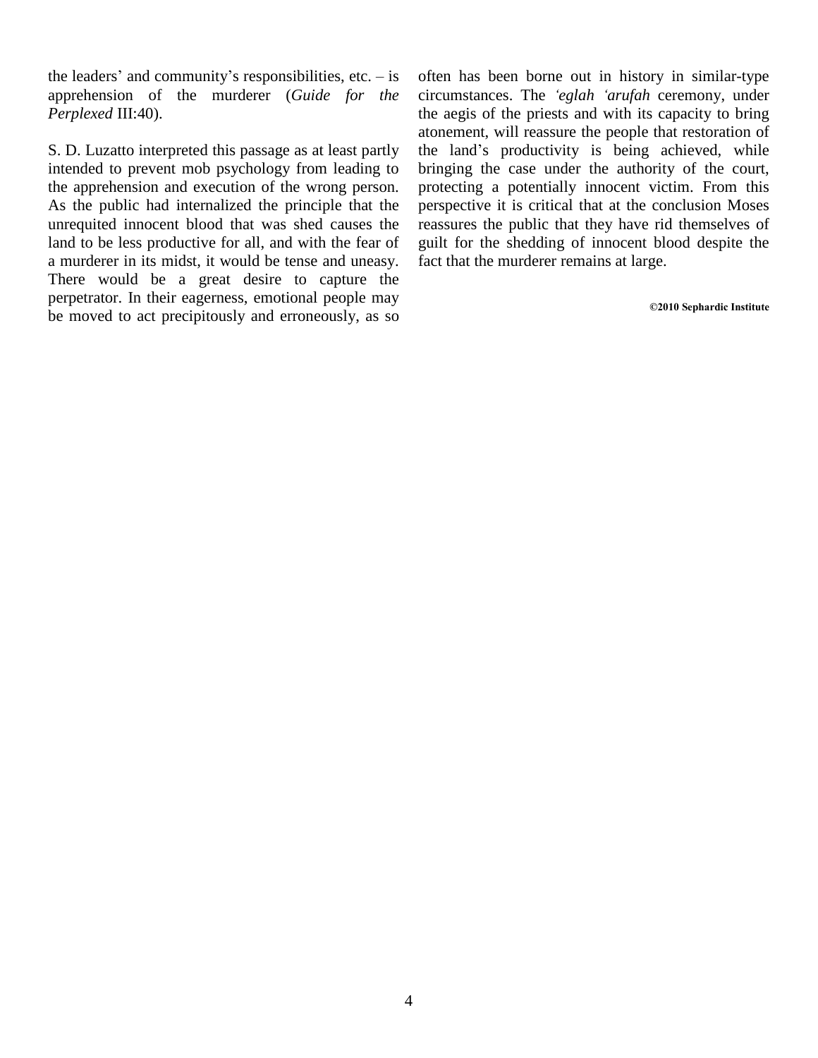the leaders' and community's responsibilities, etc. – is apprehension of the murderer (*Guide for the Perplexed* III:40).

S. D. Luzatto interpreted this passage as at least partly intended to prevent mob psychology from leading to the apprehension and execution of the wrong person. As the public had internalized the principle that the unrequited innocent blood that was shed causes the land to be less productive for all, and with the fear of a murderer in its midst, it would be tense and uneasy. There would be a great desire to capture the perpetrator. In their eagerness, emotional people may be moved to act precipitously and erroneously, as so often has been borne out in history in similar-type circumstances. The *'eglah 'arufah* ceremony, under the aegis of the priests and with its capacity to bring atonement, will reassure the people that restoration of the land's productivity is being achieved, while bringing the case under the authority of the court, protecting a potentially innocent victim. From this perspective it is critical that at the conclusion Moses reassures the public that they have rid themselves of guilt for the shedding of innocent blood despite the fact that the murderer remains at large.

**©2010 Sephardic Institute**